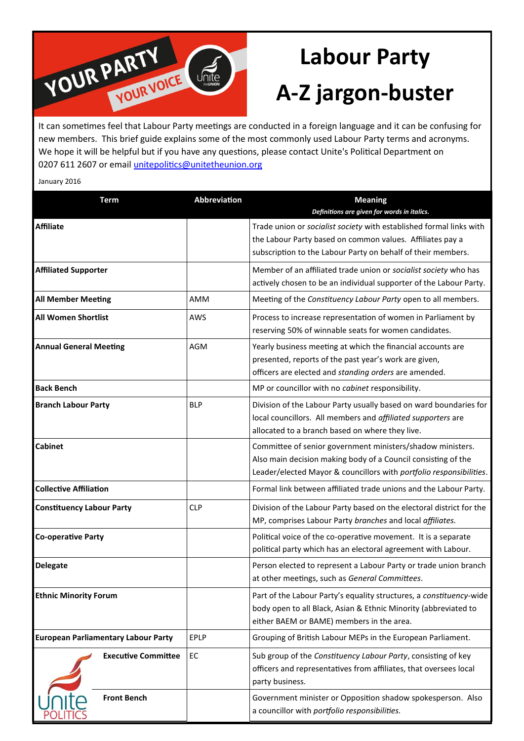# Labour Party A-Z jargon-buster

It can sometimes feel that Labour Party meetings are conducted in a foreign language and it can be confusing for new members. This brief guide explains some of the most commonly used Labour Party terms and acronyms. We hope it will be helpful but if you have any questions, please contact Unite's Political Department on 0207 611 2607 or email unitepolitics@unitetheunion.org

January 2016

| Term | Abbreviation | Meaning<br>*Definitions are given for words in italics.* |
|---|---|---|
| **Affiliate** | | Trade union or *socialist society* with established formal links with the Labour Party based on common values. Affiliates pay a subscription to the Labour Party on behalf of their members. |
| **Affiliated Supporter** | | Member of an affiliated trade union or *socialist society* who has actively chosen to be an individual supporter of the Labour Party. |
| **All Member Meeting** | AMM | Meeting of the *Constituency Labour Party* open to all members. |
| **All Women Shortlist** | AWS | Process to increase representation of women in Parliament by reserving 50% of winnable seats for women candidates. |
| **Annual General Meeting** | AGM | Yearly business meeting at which the financial accounts are presented, reports of the past year's work are given, officers are elected and *standing orders* are amended. |
| **Back Bench** | | MP or councillor with no *cabinet* responsibility. |
| **Branch Labour Party** | BLP | Division of the Labour Party usually based on ward boundaries for local councillors. All members and *affiliated supporters* are allocated to a branch based on where they live. |
| **Cabinet** | | Committee of senior government ministers/shadow ministers. Also main decision making body of a Council consisting of the Leader/elected Mayor & councillors with *portfolio responsibilities*. |
| **Collective Affiliation** | | Formal link between affiliated trade unions and the Labour Party. |
| **Constituency Labour Party** | CLP | Division of the Labour Party based on the electoral district for the MP, comprises Labour Party *branches* and local *affiliates.* |
| **Co-operative Party** | | Political voice of the co-operative movement. It is a separate political party which has an electoral agreement with Labour. |
| **Delegate** | | Person elected to represent a Labour Party or trade union branch at other meetings, such as *General Committees*. |
| **Ethnic Minority Forum** | | Part of the Labour Party's equality structures, a *constituency*-wide body open to all Black, Asian & Ethnic Minority (abbreviated to either BAEM or BAME) members in the area. |
| **European Parliamentary Labour Party** | EPLP | Grouping of British Labour MEPs in the European Parliament. |
| **Executive Committee** | EC | Sub group of the *Constituency Labour Party*, consisting of key officers and representatives from affiliates, that oversees local party business. |
| **Front Bench** | | Government minister or Opposition shadow spokesperson. Also a councillor with *portfolio responsibilities.* |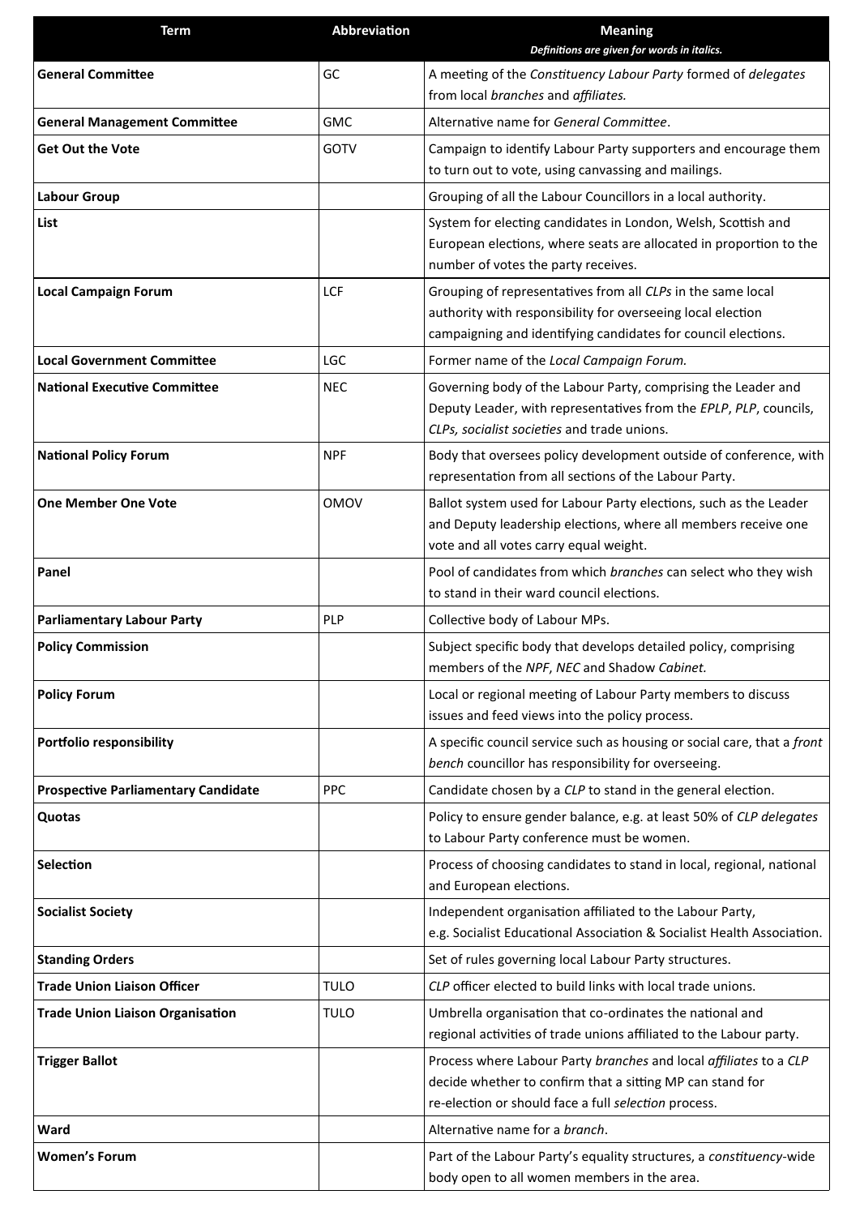| Term | Abbreviation | Meaning<br>*Definitions are given for words in italics.* |
|---|---|---|
| **General Committee** | GC | A meeting of the *Constituency Labour Party* formed of *delegates* from local *branches* and *affiliates.* |
| **General Management Committee** | GMC | Alternative name for *General Committee*. |
| **Get Out the Vote** | GOTV | Campaign to identify Labour Party supporters and encourage them to turn out to vote, using canvassing and mailings. |
| **Labour Group** | | Grouping of all the Labour Councillors in a local authority. |
| **List** | | System for electing candidates in London, Welsh, Scottish and European elections, where seats are allocated in proportion to the number of votes the party receives. |
| **Local Campaign Forum** | LCF | Grouping of representatives from all *CLPs* in the same local authority with responsibility for overseeing local election campaigning and identifying candidates for council elections. |
| **Local Government Committee** | LGC | Former name of the *Local Campaign Forum.* |
| **National Executive Committee** | NEC | Governing body of the Labour Party, comprising the Leader and Deputy Leader, with representatives from the *EPLP*, *PLP*, councils, *CLPs, socialist societies* and trade unions. |
| **National Policy Forum** | NPF | Body that oversees policy development outside of conference, with representation from all sections of the Labour Party. |
| **One Member One Vote** | OMOV | Ballot system used for Labour Party elections, such as the Leader and Deputy leadership elections, where all members receive one vote and all votes carry equal weight. |
| **Panel** | | Pool of candidates from which *branches* can select who they wish to stand in their ward council elections. |
| **Parliamentary Labour Party** | PLP | Collective body of Labour MPs. |
| **Policy Commission** | | Subject specific body that develops detailed policy, comprising members of the *NPF*, *NEC* and Shadow *Cabinet.* |
| **Policy Forum** | | Local or regional meeting of Labour Party members to discuss issues and feed views into the policy process. |
| **Portfolio responsibility** | | A specific council service such as housing or social care, that a *front bench* councillor has responsibility for overseeing. |
| **Prospective Parliamentary Candidate** | PPC | Candidate chosen by a *CLP* to stand in the general election. |
| **Quotas** | | Policy to ensure gender balance, e.g. at least 50% of *CLP delegates* to Labour Party conference must be women. |
| **Selection** | | Process of choosing candidates to stand in local, regional, national and European elections. |
| **Socialist Society** | | Independent organisation affiliated to the Labour Party, e.g. Socialist Educational Association & Socialist Health Association. |
| **Standing Orders** | | Set of rules governing local Labour Party structures. |
| **Trade Union Liaison Officer** | TULO | *CLP* officer elected to build links with local trade unions. |
| **Trade Union Liaison Organisation** | TULO | Umbrella organisation that co-ordinates the national and regional activities of trade unions affiliated to the Labour party. |
| **Trigger Ballot** | | Process where Labour Party *branches* and local *affiliates* to a *CLP* decide whether to confirm that a sitting MP can stand for re-election or should face a full *selection* process. |
| **Ward** | | Alternative name for a *branch*. |
| **Women's Forum** | | Part of the Labour Party's equality structures, a *constituency*-wide body open to all women members in the area. |